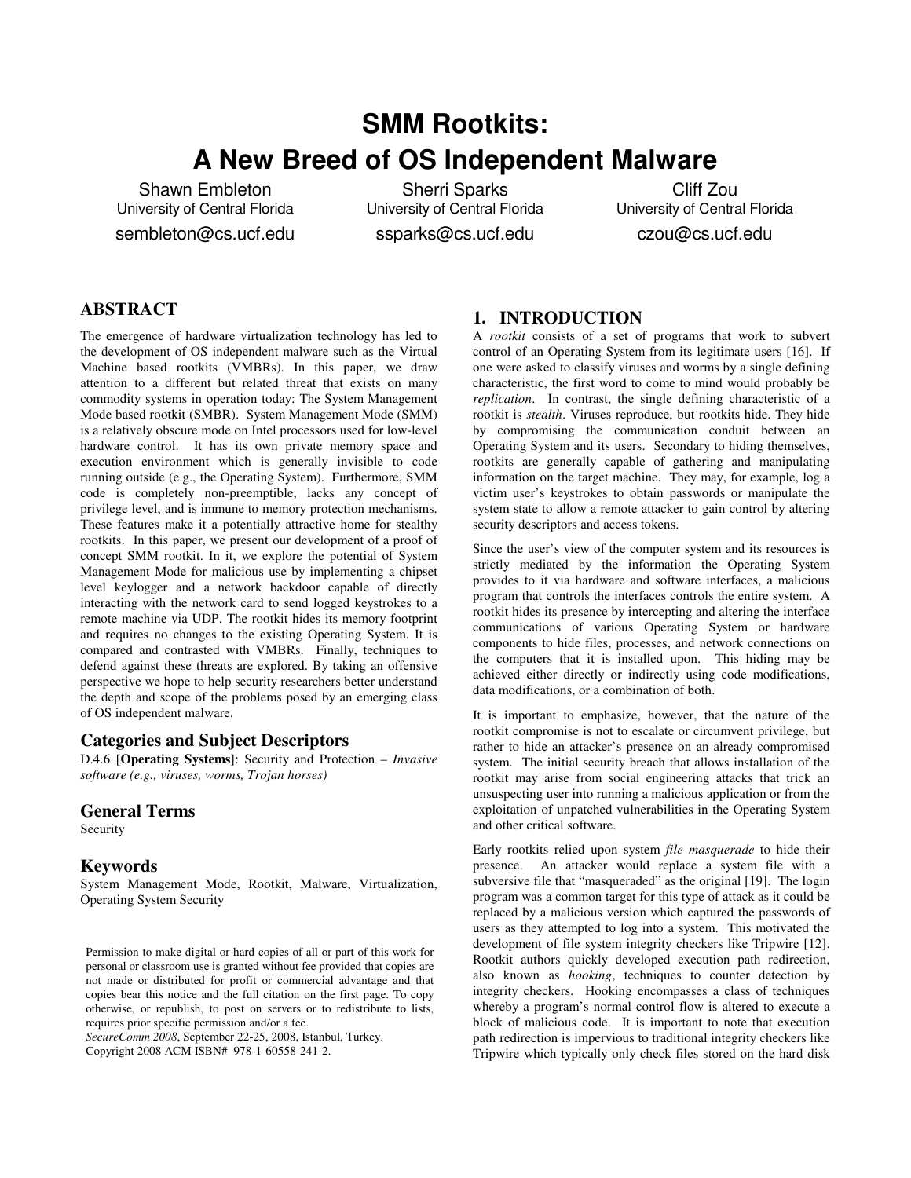# SMM Rootkits: A New Breed of OS Independent Malware

Shawn Embleton
University of Central Florida
sembleton@cs.ucf.edu

Sherri Sparks
University of Central Florida
ssparks@cs.ucf.edu

Cliff Zou
University of Central Florida
czou@cs.ucf.edu

## ABSTRACT

The emergence of hardware virtualization technology has led to the development of OS independent malware such as the Virtual Machine based rootkits (VMBRs). In this paper, we draw attention to a different but related threat that exists on many commodity systems in operation today: The System Management Mode based rootkit (SMBR). System Management Mode (SMM) is a relatively obscure mode on Intel processors used for low-level hardware control. It has its own private memory space and execution environment which is generally invisible to code running outside (e.g., the Operating System). Furthermore, SMM code is completely non-preemptible, lacks any concept of privilege level, and is immune to memory protection mechanisms. These features make it a potentially attractive home for stealthy rootkits. In this paper, we present our development of a proof of concept SMM rootkit. In it, we explore the potential of System Management Mode for malicious use by implementing a chipset level keylogger and a network backdoor capable of directly interacting with the network card to send logged keystrokes to a remote machine via UDP. The rootkit hides its memory footprint and requires no changes to the existing Operating System. It is compared and contrasted with VMBRs. Finally, techniques to defend against these threats are explored. By taking an offensive perspective we hope to help security researchers better understand the depth and scope of the problems posed by an emerging class of OS independent malware.

### Categories and Subject Descriptors

D.4.6 [**Operating Systems**]: Security and Protection – *Invasive software (e.g., viruses, worms, Trojan horses)*

### General Terms

Security

### Keywords

System Management Mode, Rootkit, Malware, Virtualization, Operating System Security

Permission to make digital or hard copies of all or part of this work for personal or classroom use is granted without fee provided that copies are not made or distributed for profit or commercial advantage and that copies bear this notice and the full citation on the first page. To copy otherwise, or republish, to post on servers or to redistribute to lists, requires prior specific permission and/or a fee.
*SecureComm 2008*, September 22-25, 2008, Istanbul, Turkey.
Copyright 2008 ACM ISBN# 978-1-60558-241-2.

## 1. INTRODUCTION

A *rootkit* consists of a set of programs that work to subvert control of an Operating System from its legitimate users [16]. If one were asked to classify viruses and worms by a single defining characteristic, the first word to come to mind would probably be *replication*. In contrast, the single defining characteristic of a rootkit is *stealth*. Viruses reproduce, but rootkits hide. They hide by compromising the communication conduit between an Operating System and its users. Secondary to hiding themselves, rootkits are generally capable of gathering and manipulating information on the target machine. They may, for example, log a victim user's keystrokes to obtain passwords or manipulate the system state to allow a remote attacker to gain control by altering security descriptors and access tokens.

Since the user's view of the computer system and its resources is strictly mediated by the information the Operating System provides to it via hardware and software interfaces, a malicious program that controls the interfaces controls the entire system. A rootkit hides its presence by intercepting and altering the interface communications of various Operating System or hardware components to hide files, processes, and network connections on the computers that it is installed upon. This hiding may be achieved either directly or indirectly using code modifications, data modifications, or a combination of both.

It is important to emphasize, however, that the nature of the rootkit compromise is not to escalate or circumvent privilege, but rather to hide an attacker's presence on an already compromised system. The initial security breach that allows installation of the rootkit may arise from social engineering attacks that trick an unsuspecting user into running a malicious application or from the exploitation of unpatched vulnerabilities in the Operating System and other critical software.

Early rootkits relied upon system *file masquerade* to hide their presence. An attacker would replace a system file with a subversive file that "masqueraded" as the original [19]. The login program was a common target for this type of attack as it could be replaced by a malicious version which captured the passwords of users as they attempted to log into a system. This motivated the development of file system integrity checkers like Tripwire [12]. Rootkit authors quickly developed execution path redirection, also known as *hooking*, techniques to counter detection by integrity checkers. Hooking encompasses a class of techniques whereby a program's normal control flow is altered to execute a block of malicious code. It is important to note that execution path redirection is impervious to traditional integrity checkers like Tripwire which typically only check files stored on the hard disk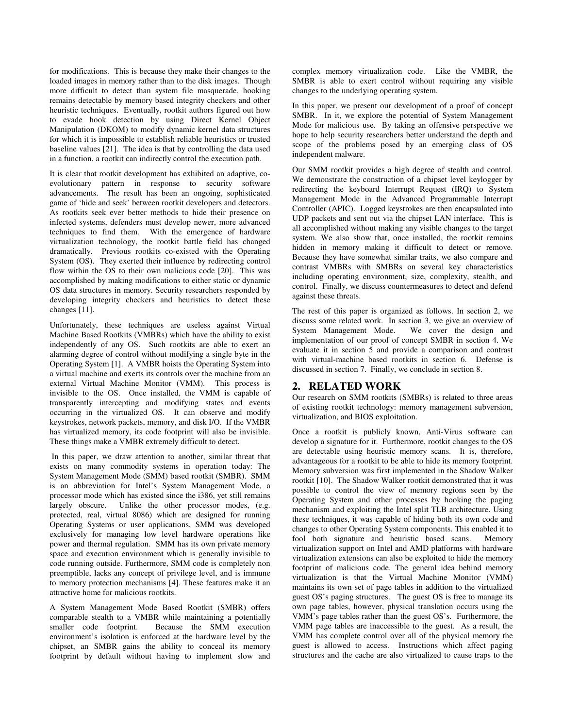for modifications. This is because they make their changes to the loaded images in memory rather than to the disk images. Though more difficult to detect than system file masquerade, hooking remains detectable by memory based integrity checkers and other heuristic techniques. Eventually, rootkit authors figured out how to evade hook detection by using Direct Kernel Object Manipulation (DKOM) to modify dynamic kernel data structures for which it is impossible to establish reliable heuristics or trusted baseline values [21]. The idea is that by controlling the data used in a function, a rootkit can indirectly control the execution path.

It is clear that rootkit development has exhibited an adaptive, co-evolutionary pattern in response to security software advancements. The result has been an ongoing, sophisticated game of 'hide and seek' between rootkit developers and detectors. As rootkits seek ever better methods to hide their presence on infected systems, defenders must develop newer, more advanced techniques to find them. With the emergence of hardware virtualization technology, the rootkit battle field has changed dramatically. Previous rootkits co-existed with the Operating System (OS). They exerted their influence by redirecting control flow within the OS to their own malicious code [20]. This was accomplished by making modifications to either static or dynamic OS data structures in memory. Security researchers responded by developing integrity checkers and heuristics to detect these changes [11].

Unfortunately, these techniques are useless against Virtual Machine Based Rootkits (VMBRs) which have the ability to exist independently of any OS. Such rootkits are able to exert an alarming degree of control without modifying a single byte in the Operating System [1]. A VMBR hoists the Operating System into a virtual machine and exerts its controls over the machine from an external Virtual Machine Monitor (VMM). This process is invisible to the OS. Once installed, the VMM is capable of transparently intercepting and modifying states and events occurring in the virtualized OS. It can observe and modify keystrokes, network packets, memory, and disk I/O. If the VMBR has virtualized memory, its code footprint will also be invisible. These things make a VMBR extremely difficult to detect.

In this paper, we draw attention to another, similar threat that exists on many commodity systems in operation today: The System Management Mode (SMM) based rootkit (SMBR). SMM is an abbreviation for Intel's System Management Mode, a processor mode which has existed since the i386, yet still remains largely obscure. Unlike the other processor modes, (e.g. protected, real, virtual 8086) which are designed for running Operating Systems or user applications, SMM was developed exclusively for managing low level hardware operations like power and thermal regulation. SMM has its own private memory space and execution environment which is generally invisible to code running outside. Furthermore, SMM code is completely non preemptible, lacks any concept of privilege level, and is immune to memory protection mechanisms [4]. These features make it an attractive home for malicious rootkits.

A System Management Mode Based Rootkit (SMBR) offers comparable stealth to a VMBR while maintaining a potentially smaller code footprint. Because the SMM execution environment's isolation is enforced at the hardware level by the chipset, an SMBR gains the ability to conceal its memory footprint by default without having to implement slow and complex memory virtualization code. Like the VMBR, the SMBR is able to exert control without requiring any visible changes to the underlying operating system.

In this paper, we present our development of a proof of concept SMBR. In it, we explore the potential of System Management Mode for malicious use. By taking an offensive perspective we hope to help security researchers better understand the depth and scope of the problems posed by an emerging class of OS independent malware.

Our SMM rootkit provides a high degree of stealth and control. We demonstrate the construction of a chipset level keylogger by redirecting the keyboard Interrupt Request (IRQ) to System Management Mode in the Advanced Programmable Interrupt Controller (APIC). Logged keystrokes are then encapsulated into UDP packets and sent out via the chipset LAN interface. This is all accomplished without making any visible changes to the target system. We also show that, once installed, the rootkit remains hidden in memory making it difficult to detect or remove. Because they have somewhat similar traits, we also compare and contrast VMBRs with SMBRs on several key characteristics including operating environment, size, complexity, stealth, and control. Finally, we discuss countermeasures to detect and defend against these threats.

The rest of this paper is organized as follows. In section 2, we discuss some related work. In section 3, we give an overview of System Management Mode. We cover the design and implementation of our proof of concept SMBR in section 4. We evaluate it in section 5 and provide a comparison and contrast with virtual-machine based rootkits in section 6. Defense is discussed in section 7. Finally, we conclude in section 8.

## 2. RELATED WORK

Our research on SMM rootkits (SMBRs) is related to three areas of existing rootkit technology: memory management subversion, virtualization, and BIOS exploitation.

Once a rootkit is publicly known, Anti-Virus software can develop a signature for it. Furthermore, rootkit changes to the OS are detectable using heuristic memory scans. It is, therefore, advantageous for a rootkit to be able to hide its memory footprint. Memory subversion was first implemented in the Shadow Walker rootkit [10]. The Shadow Walker rootkit demonstrated that it was possible to control the view of memory regions seen by the Operating System and other processes by hooking the paging mechanism and exploiting the Intel split TLB architecture. Using these techniques, it was capable of hiding both its own code and changes to other Operating System components. This enabled it to fool both signature and heuristic based scans. Memory virtualization support on Intel and AMD platforms with hardware virtualization extensions can also be exploited to hide the memory footprint of malicious code. The general idea behind memory virtualization is that the Virtual Machine Monitor (VMM) maintains its own set of page tables in addition to the virtualized guest OS's paging structures. The guest OS is free to manage its own page tables, however, physical translation occurs using the VMM's page tables rather than the guest OS's. Furthermore, the VMM page tables are inaccessible to the guest. As a result, the VMM has complete control over all of the physical memory the guest is allowed to access. Instructions which affect paging structures and the cache are also virtualized to cause traps to the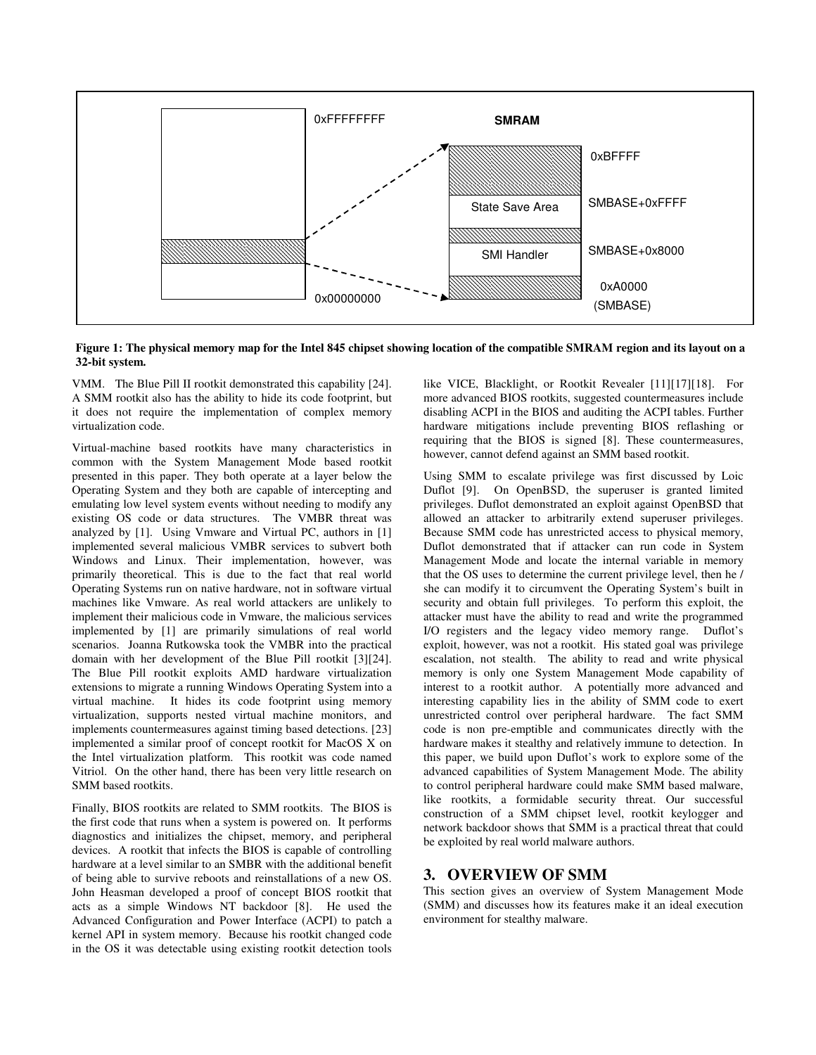Figure 1: The physical memory map for the Intel 845 chipset showing location of the compatible SMRAM region and its layout on a 32-bit system.

VMM. The Blue Pill II rootkit demonstrated this capability [24]. A SMM rootkit also has the ability to hide its code footprint, but it does not require the implementation of complex memory virtualization code.

Virtual-machine based rootkits have many characteristics in common with the System Management Mode based rootkit presented in this paper. They both operate at a layer below the Operating System and they both are capable of intercepting and emulating low level system events without needing to modify any existing OS code or data structures. The VMBR threat was analyzed by [1]. Using Vmware and Virtual PC, authors in [1] implemented several malicious VMBR services to subvert both Windows and Linux. Their implementation, however, was primarily theoretical. This is due to the fact that real world Operating Systems run on native hardware, not in software virtual machines like Vmware. As real world attackers are unlikely to implement their malicious code in Vmware, the malicious services implemented by [1] are primarily simulations of real world scenarios. Joanna Rutkowska took the VMBR into the practical domain with her development of the Blue Pill rootkit [3][24]. The Blue Pill rootkit exploits AMD hardware virtualization extensions to migrate a running Windows Operating System into a virtual machine. It hides its code footprint using memory virtualization, supports nested virtual machine monitors, and implements countermeasures against timing based detections. [23] implemented a similar proof of concept rootkit for MacOS X on the Intel virtualization platform. This rootkit was code named Vitriol. On the other hand, there has been very little research on SMM based rootkits.

Finally, BIOS rootkits are related to SMM rootkits. The BIOS is the first code that runs when a system is powered on. It performs diagnostics and initializes the chipset, memory, and peripheral devices. A rootkit that infects the BIOS is capable of controlling hardware at a level similar to an SMBR with the additional benefit of being able to survive reboots and reinstallations of a new OS. John Heasman developed a proof of concept BIOS rootkit that acts as a simple Windows NT backdoor [8]. He used the Advanced Configuration and Power Interface (ACPI) to patch a kernel API in system memory. Because his rootkit changed code in the OS it was detectable using existing rootkit detection tools like VICE, Blacklight, or Rootkit Revealer [11][17][18]. For more advanced BIOS rootkits, suggested countermeasures include disabling ACPI in the BIOS and auditing the ACPI tables. Further hardware mitigations include preventing BIOS reflashing or requiring that the BIOS is signed [8]. These countermeasures, however, cannot defend against an SMM based rootkit.

Using SMM to escalate privilege was first discussed by Loic Duflot [9]. On OpenBSD, the superuser is granted limited privileges. Duflot demonstrated an exploit against OpenBSD that allowed an attacker to arbitrarily extend superuser privileges. Because SMM code has unrestricted access to physical memory, Duflot demonstrated that if attacker can run code in System Management Mode and locate the internal variable in memory that the OS uses to determine the current privilege level, then he / she can modify it to circumvent the Operating System's built in security and obtain full privileges. To perform this exploit, the attacker must have the ability to read and write the programmed I/O registers and the legacy video memory range. Duflot's exploit, however, was not a rootkit. His stated goal was privilege escalation, not stealth. The ability to read and write physical memory is only one System Management Mode capability of interest to a rootkit author. A potentially more advanced and interesting capability lies in the ability of SMM code to exert unrestricted control over peripheral hardware. The fact SMM code is non pre-emptible and communicates directly with the hardware makes it stealthy and relatively immune to detection. In this paper, we build upon Duflot's work to explore some of the advanced capabilities of System Management Mode. The ability to control peripheral hardware could make SMM based malware, like rootkits, a formidable security threat. Our successful construction of a SMM chipset level, rootkit keylogger and network backdoor shows that SMM is a practical threat that could be exploited by real world malware authors.

## 3. OVERVIEW OF SMM

This section gives an overview of System Management Mode (SMM) and discusses how its features make it an ideal execution environment for stealthy malware.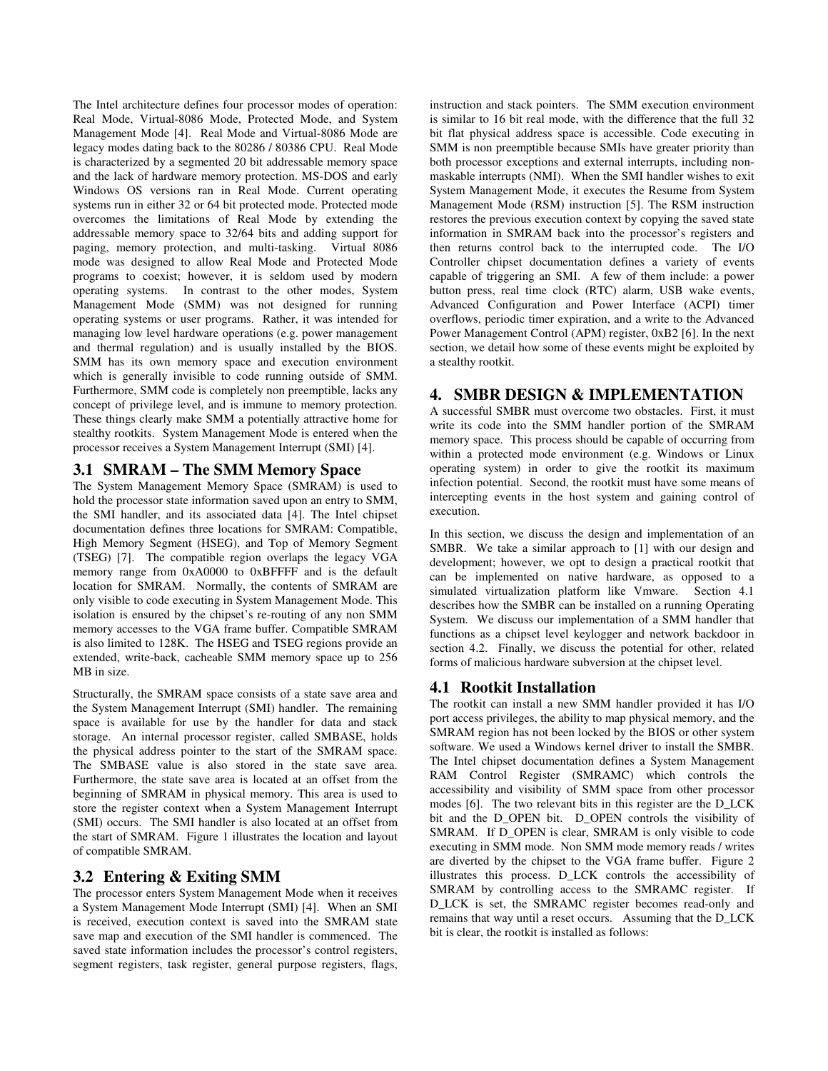The Intel architecture defines four processor modes of operation: Real Mode, Virtual-8086 Mode, Protected Mode, and System Management Mode [4]. Real Mode and Virtual-8086 Mode are legacy modes dating back to the 80286 / 80386 CPU. Real Mode is characterized by a segmented 20 bit addressable memory space and the lack of hardware memory protection. MS-DOS and early Windows OS versions ran in Real Mode. Current operating systems run in either 32 or 64 bit protected mode. Protected mode overcomes the limitations of Real Mode by extending the addressable memory space to 32/64 bits and adding support for paging, memory protection, and multi-tasking. Virtual 8086 mode was designed to allow Real Mode and Protected Mode programs to coexist; however, it is seldom used by modern operating systems. In contrast to the other modes, System Management Mode (SMM) was not designed for running operating systems or user programs. Rather, it was intended for managing low level hardware operations (e.g. power management and thermal regulation) and is usually installed by the BIOS. SMM has its own memory space and execution environment which is generally invisible to code running outside of SMM. Furthermore, SMM code is completely non preemptible, lacks any concept of privilege level, and is immune to memory protection. These things clearly make SMM a potentially attractive home for stealthy rootkits. System Management Mode is entered when the processor receives a System Management Interrupt (SMI) [4].

### 3.1 SMRAM – The SMM Memory Space

The System Management Memory Space (SMRAM) is used to hold the processor state information saved upon an entry to SMM, the SMI handler, and its associated data [4]. The Intel chipset documentation defines three locations for SMRAM: Compatible, High Memory Segment (HSEG), and Top of Memory Segment (TSEG) [7]. The compatible region overlaps the legacy VGA memory range from 0xA0000 to 0xBFFFF and is the default location for SMRAM. Normally, the contents of SMRAM are only visible to code executing in System Management Mode. This isolation is ensured by the chipset's re-routing of any non SMM memory accesses to the VGA frame buffer. Compatible SMRAM is also limited to 128K. The HSEG and TSEG regions provide an extended, write-back, cacheable SMM memory space up to 256 MB in size.

Structurally, the SMRAM space consists of a state save area and the System Management Interrupt (SMI) handler. The remaining space is available for use by the handler for data and stack storage. An internal processor register, called SMBASE, holds the physical address pointer to the start of the SMRAM space. The SMBASE value is also stored in the state save area. Furthermore, the state save area is located at an offset from the beginning of SMRAM in physical memory. This area is used to store the register context when a System Management Interrupt (SMI) occurs. The SMI handler is also located at an offset from the start of SMRAM. Figure 1 illustrates the location and layout of compatible SMRAM.

### 3.2 Entering & Exiting SMM

The processor enters System Management Mode when it receives a System Management Mode Interrupt (SMI) [4]. When an SMI is received, execution context is saved into the SMRAM state save map and execution of the SMI handler is commenced. The saved state information includes the processor's control registers, segment registers, task register, general purpose registers, flags, instruction and stack pointers. The SMM execution environment is similar to 16 bit real mode, with the difference that the full 32 bit flat physical address space is accessible. Code executing in SMM is non preemptible because SMIs have greater priority than both processor exceptions and external interrupts, including non-maskable interrupts (NMI). When the SMI handler wishes to exit System Management Mode, it executes the Resume from System Management Mode (RSM) instruction [5]. The RSM instruction restores the previous execution context by copying the saved state information in SMRAM back into the processor's registers and then returns control back to the interrupted code. The I/O Controller chipset documentation defines a variety of events capable of triggering an SMI. A few of them include: a power button press, real time clock (RTC) alarm, USB wake events, Advanced Configuration and Power Interface (ACPI) timer overflows, periodic timer expiration, and a write to the Advanced Power Management Control (APM) register, 0xB2 [6]. In the next section, we detail how some of these events might be exploited by a stealthy rootkit.

## 4. SMBR DESIGN & IMPLEMENTATION

A successful SMBR must overcome two obstacles. First, it must write its code into the SMM handler portion of the SMRAM memory space. This process should be capable of occurring from within a protected mode environment (e.g. Windows or Linux operating system) in order to give the rootkit its maximum infection potential. Second, the rootkit must have some means of intercepting events in the host system and gaining control of execution.

In this section, we discuss the design and implementation of an SMBR. We take a similar approach to [1] with our design and development; however, we opt to design a practical rootkit that can be implemented on native hardware, as opposed to a simulated virtualization platform like Vmware. Section 4.1 describes how the SMBR can be installed on a running Operating System. We discuss our implementation of a SMM handler that functions as a chipset level keylogger and network backdoor in section 4.2. Finally, we discuss the potential for other, related forms of malicious hardware subversion at the chipset level.

### 4.1 Rootkit Installation

The rootkit can install a new SMM handler provided it has I/O port access privileges, the ability to map physical memory, and the SMRAM region has not been locked by the BIOS or other system software. We used a Windows kernel driver to install the SMBR. The Intel chipset documentation defines a System Management RAM Control Register (SMRAMC) which controls the accessibility and visibility of SMM space from other processor modes [6]. The two relevant bits in this register are the D_LCK bit and the D_OPEN bit. D_OPEN controls the visibility of SMRAM. If D_OPEN is clear, SMRAM is only visible to code executing in SMM mode. Non SMM mode memory reads / writes are diverted by the chipset to the VGA frame buffer. Figure 2 illustrates this process. D_LCK controls the accessibility of SMRAM by controlling access to the SMRAMC register. If D_LCK is set, the SMRAMC register becomes read-only and remains that way until a reset occurs. Assuming that the D_LCK bit is clear, the rootkit is installed as follows: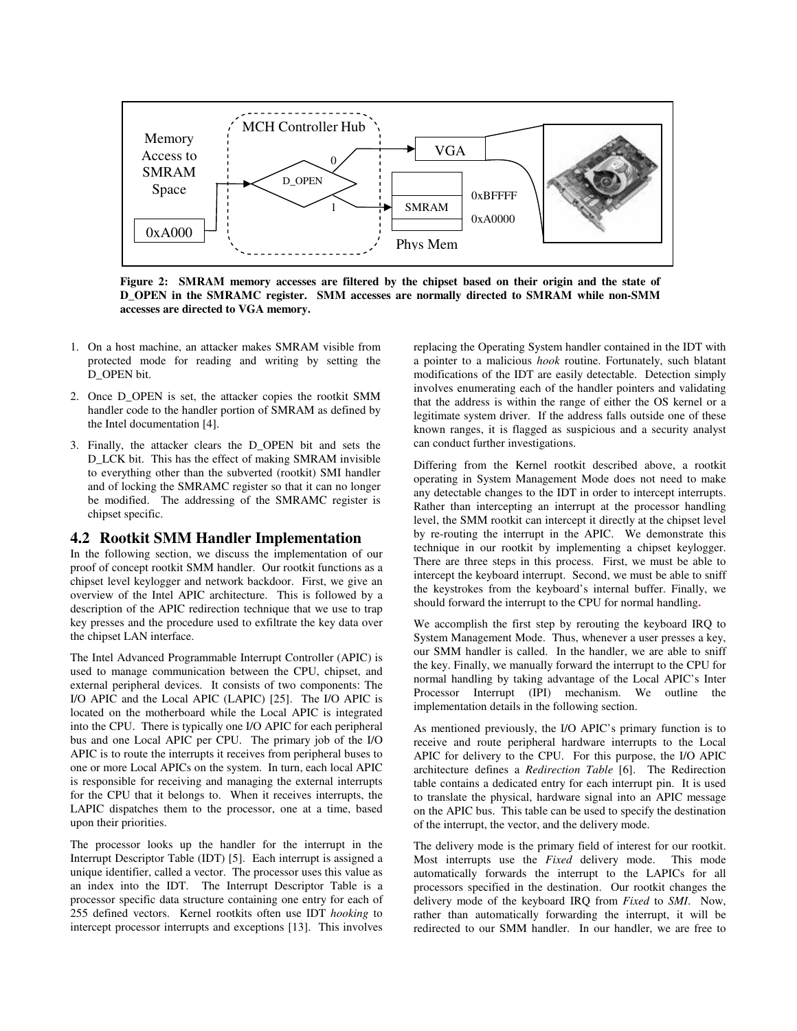Memory Access to SMRAM Space

0xA000

MCH Controller Hub

D_OPEN

0

1

VGA

SMRAM

0xBFFFF

0xA0000

Phys Mem

**Figure 2: SMRAM memory accesses are filtered by the chipset based on their origin and the state of D_OPEN in the SMRAMC register. SMM accesses are normally directed to SMRAM while non-SMM accesses are directed to VGA memory.**

1. On a host machine, an attacker makes SMRAM visible from protected mode for reading and writing by setting the D_OPEN bit.
2. Once D_OPEN is set, the attacker copies the rootkit SMM handler code to the handler portion of SMRAM as defined by the Intel documentation [4].
3. Finally, the attacker clears the D_OPEN bit and sets the D_LCK bit. This has the effect of making SMRAM invisible to everything other than the subverted (rootkit) SMI handler and of locking the SMRAMC register so that it can no longer be modified. The addressing of the SMRAMC register is chipset specific.

## 4.2 Rootkit SMM Handler Implementation

In the following section, we discuss the implementation of our proof of concept rootkit SMM handler. Our rootkit functions as a chipset level keylogger and network backdoor. First, we give an overview of the Intel APIC architecture. This is followed by a description of the APIC redirection technique that we use to trap key presses and the procedure used to exfiltrate the key data over the chipset LAN interface.

The Intel Advanced Programmable Interrupt Controller (APIC) is used to manage communication between the CPU, chipset, and external peripheral devices. It consists of two components: The I/O APIC and the Local APIC (LAPIC) [25]. The I/O APIC is located on the motherboard while the Local APIC is integrated into the CPU. There is typically one I/O APIC for each peripheral bus and one Local APIC per CPU. The primary job of the I/O APIC is to route the interrupts it receives from peripheral buses to one or more Local APICs on the system. In turn, each local APIC is responsible for receiving and managing the external interrupts for the CPU that it belongs to. When it receives interrupts, the LAPIC dispatches them to the processor, one at a time, based upon their priorities.

The processor looks up the handler for the interrupt in the Interrupt Descriptor Table (IDT) [5]. Each interrupt is assigned a unique identifier, called a vector. The processor uses this value as an index into the IDT. The Interrupt Descriptor Table is a processor specific data structure containing one entry for each of 255 defined vectors. Kernel rootkits often use IDT *hooking* to intercept processor interrupts and exceptions [13]. This involves replacing the Operating System handler contained in the IDT with a pointer to a malicious *hook* routine. Fortunately, such blatant modifications of the IDT are easily detectable. Detection simply involves enumerating each of the handler pointers and validating that the address is within the range of either the OS kernel or a legitimate system driver. If the address falls outside one of these known ranges, it is flagged as suspicious and a security analyst can conduct further investigations.

Differing from the Kernel rootkit described above, a rootkit operating in System Management Mode does not need to make any detectable changes to the IDT in order to intercept interrupts. Rather than intercepting an interrupt at the processor handling level, the SMM rootkit can intercept it directly at the chipset level by re-routing the interrupt in the APIC. We demonstrate this technique in our rootkit by implementing a chipset keylogger. There are three steps in this process. First, we must be able to intercept the keyboard interrupt. Second, we must be able to sniff the keystrokes from the keyboard's internal buffer. Finally, we should forward the interrupt to the CPU for normal handling.

We accomplish the first step by rerouting the keyboard IRQ to System Management Mode. Thus, whenever a user presses a key, our SMM handler is called. In the handler, we are able to sniff the key. Finally, we manually forward the interrupt to the CPU for normal handling by taking advantage of the Local APIC's Inter Processor Interrupt (IPI) mechanism. We outline the implementation details in the following section.

As mentioned previously, the I/O APIC's primary function is to receive and route peripheral hardware interrupts to the Local APIC for delivery to the CPU. For this purpose, the I/O APIC architecture defines a *Redirection Table* [6]. The Redirection table contains a dedicated entry for each interrupt pin. It is used to translate the physical, hardware signal into an APIC message on the APIC bus. This table can be used to specify the destination of the interrupt, the vector, and the delivery mode.

The delivery mode is the primary field of interest for our rootkit. Most interrupts use the *Fixed* delivery mode. This mode automatically forwards the interrupt to the LAPICs for all processors specified in the destination. Our rootkit changes the delivery mode of the keyboard IRQ from *Fixed* to *SMI*. Now, rather than automatically forwarding the interrupt, it will be redirected to our SMM handler. In our handler, we are free to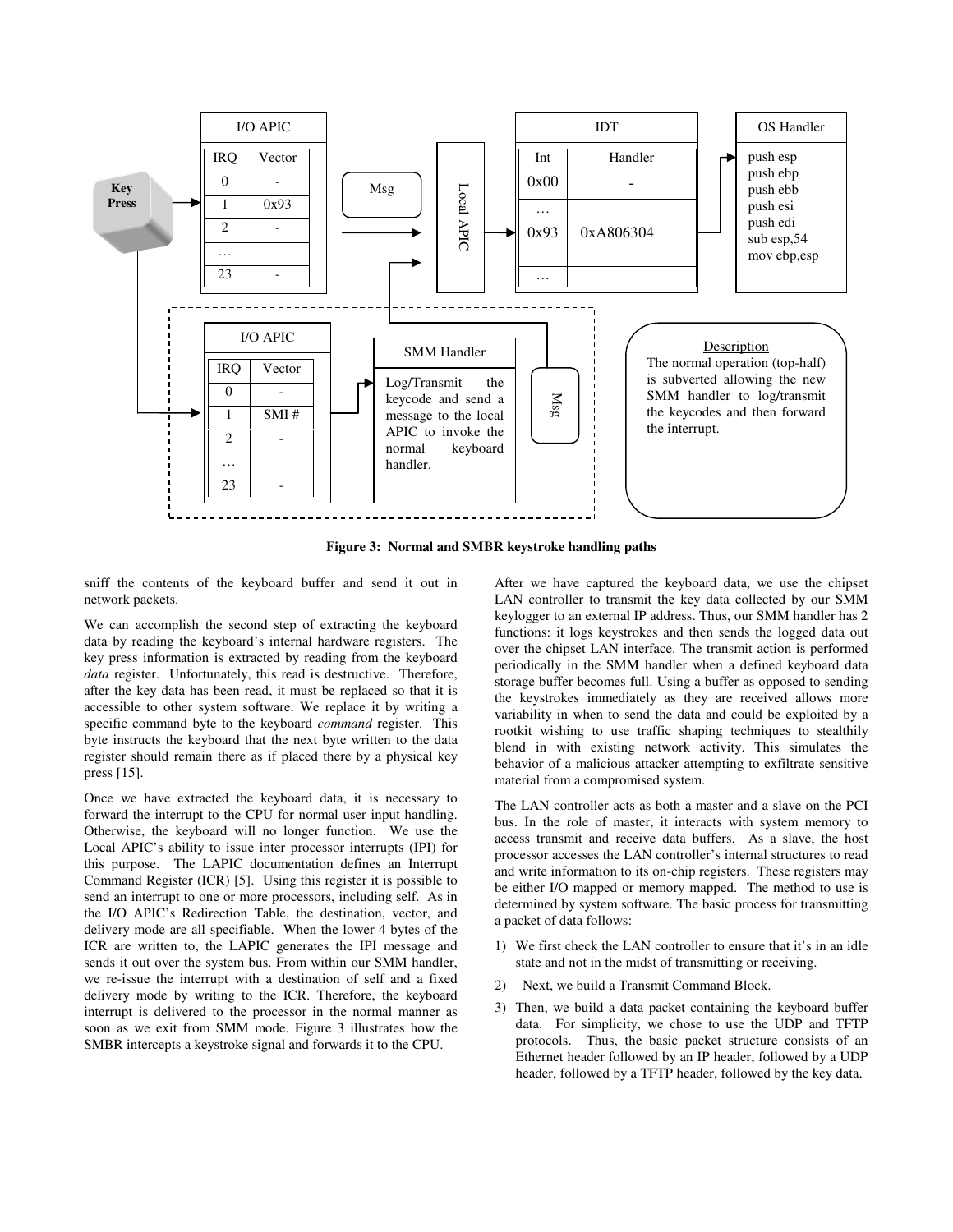**Figure 3: Normal and SMBR keystroke handling paths**

sniff the contents of the keyboard buffer and send it out in network packets.

We can accomplish the second step of extracting the keyboard data by reading the keyboard's internal hardware registers. The key press information is extracted by reading from the keyboard *data* register. Unfortunately, this read is destructive. Therefore, after the key data has been read, it must be replaced so that it is accessible to other system software. We replace it by writing a specific command byte to the keyboard *command* register. This byte instructs the keyboard that the next byte written to the data register should remain there as if placed there by a physical key press [15].

Once we have extracted the keyboard data, it is necessary to forward the interrupt to the CPU for normal user input handling. Otherwise, the keyboard will no longer function. We use the Local APIC's ability to issue inter processor interrupts (IPI) for this purpose. The LAPIC documentation defines an Interrupt Command Register (ICR) [5]. Using this register it is possible to send an interrupt to one or more processors, including self. As in the I/O APIC's Redirection Table, the destination, vector, and delivery mode are all specifiable. When the lower 4 bytes of the ICR are written to, the LAPIC generates the IPI message and sends it out over the system bus. From within our SMM handler, we re-issue the interrupt with a destination of self and a fixed delivery mode by writing to the ICR. Therefore, the keyboard interrupt is delivered to the processor in the normal manner as soon as we exit from SMM mode. Figure 3 illustrates how the SMBR intercepts a keystroke signal and forwards it to the CPU.

After we have captured the keyboard data, we use the chipset LAN controller to transmit the key data collected by our SMM keylogger to an external IP address. Thus, our SMM handler has 2 functions: it logs keystrokes and then sends the logged data out over the chipset LAN interface. The transmit action is performed periodically in the SMM handler when a defined keyboard data storage buffer becomes full. Using a buffer as opposed to sending the keystrokes immediately as they are received allows more variability in when to send the data and could be exploited by a rootkit wishing to use traffic shaping techniques to stealthily blend in with existing network activity. This simulates the behavior of a malicious attacker attempting to exfiltrate sensitive material from a compromised system.

The LAN controller acts as both a master and a slave on the PCI bus. In the role of master, it interacts with system memory to access transmit and receive data buffers. As a slave, the host processor accesses the LAN controller's internal structures to read and write information to its on-chip registers. These registers may be either I/O mapped or memory mapped. The method to use is determined by system software. The basic process for transmitting a packet of data follows:

1) We first check the LAN controller to ensure that it's in an idle state and not in the midst of transmitting or receiving.
2) Next, we build a Transmit Command Block.
3) Then, we build a data packet containing the keyboard buffer data. For simplicity, we chose to use the UDP and TFTP protocols. Thus, the basic packet structure consists of an Ethernet header followed by an IP header, followed by a UDP header, followed by a TFTP header, followed by the key data.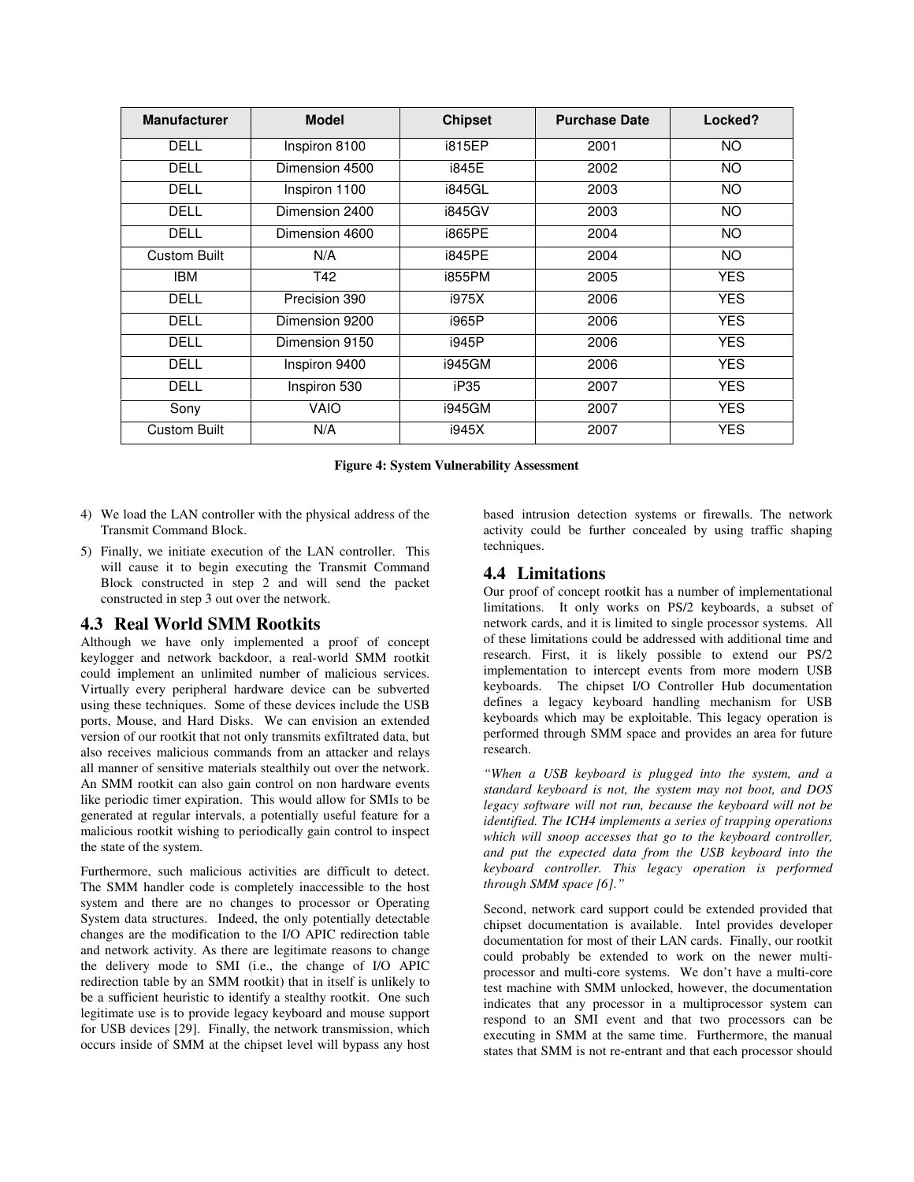| Manufacturer | Model | Chipset | Purchase Date | Locked? |
| --- | --- | --- | --- | --- |
| DELL | Inspiron 8100 | i815EP | 2001 | NO |
| DELL | Dimension 4500 | i845E | 2002 | NO |
| DELL | Inspiron 1100 | i845GL | 2003 | NO |
| DELL | Dimension 2400 | i845GV | 2003 | NO |
| DELL | Dimension 4600 | i865PE | 2004 | NO |
| Custom Built | N/A | i845PE | 2004 | NO |
| IBM | T42 | i855PM | 2005 | YES |
| DELL | Precision 390 | i975X | 2006 | YES |
| DELL | Dimension 9200 | i965P | 2006 | YES |
| DELL | Dimension 9150 | i945P | 2006 | YES |
| DELL | Inspiron 9400 | i945GM | 2006 | YES |
| DELL | Inspiron 530 | iP35 | 2007 | YES |
| Sony | VAIO | i945GM | 2007 | YES |
| Custom Built | N/A | i945X | 2007 | YES |

**Figure 4: System Vulnerability Assessment**

4) We load the LAN controller with the physical address of the Transmit Command Block.
5) Finally, we initiate execution of the LAN controller. This will cause it to begin executing the Transmit Command Block constructed in step 2 and will send the packet constructed in step 3 out over the network.

## 4.3 Real World SMM Rootkits

Although we have only implemented a proof of concept keylogger and network backdoor, a real-world SMM rootkit could implement an unlimited number of malicious services. Virtually every peripheral hardware device can be subverted using these techniques. Some of these devices include the USB ports, Mouse, and Hard Disks. We can envision an extended version of our rootkit that not only transmits exfiltrated data, but also receives malicious commands from an attacker and relays all manner of sensitive materials stealthily out over the network. An SMM rootkit can also gain control on non hardware events like periodic timer expiration. This would allow for SMIs to be generated at regular intervals, a potentially useful feature for a malicious rootkit wishing to periodically gain control to inspect the state of the system.

Furthermore, such malicious activities are difficult to detect. The SMM handler code is completely inaccessible to the host system and there are no changes to processor or Operating System data structures. Indeed, the only potentially detectable changes are the modification to the I/O APIC redirection table and network activity. As there are legitimate reasons to change the delivery mode to SMI (i.e., the change of I/O APIC redirection table by an SMM rootkit) that in itself is unlikely to be a sufficient heuristic to identify a stealthy rootkit. One such legitimate use is to provide legacy keyboard and mouse support for USB devices [29]. Finally, the network transmission, which occurs inside of SMM at the chipset level will bypass any host based intrusion detection systems or firewalls. The network activity could be further concealed by using traffic shaping techniques.

## 4.4 Limitations

Our proof of concept rootkit has a number of implementational limitations. It only works on PS/2 keyboards, a subset of network cards, and it is limited to single processor systems. All of these limitations could be addressed with additional time and research. First, it is likely possible to extend our PS/2 implementation to intercept events from more modern USB keyboards. The chipset I/O Controller Hub documentation defines a legacy keyboard handling mechanism for USB keyboards which may be exploitable. This legacy operation is performed through SMM space and provides an area for future research.

*"When a USB keyboard is plugged into the system, and a standard keyboard is not, the system may not boot, and DOS legacy software will not run, because the keyboard will not be identified. The ICH4 implements a series of trapping operations which will snoop accesses that go to the keyboard controller, and put the expected data from the USB keyboard into the keyboard controller. This legacy operation is performed through SMM space [6]."*

Second, network card support could be extended provided that chipset documentation is available. Intel provides developer documentation for most of their LAN cards. Finally, our rootkit could probably be extended to work on the newer multi-processor and multi-core systems. We don't have a multi-core test machine with SMM unlocked, however, the documentation indicates that any processor in a multiprocessor system can respond to an SMI event and that two processors can be executing in SMM at the same time. Furthermore, the manual states that SMM is not re-entrant and that each processor should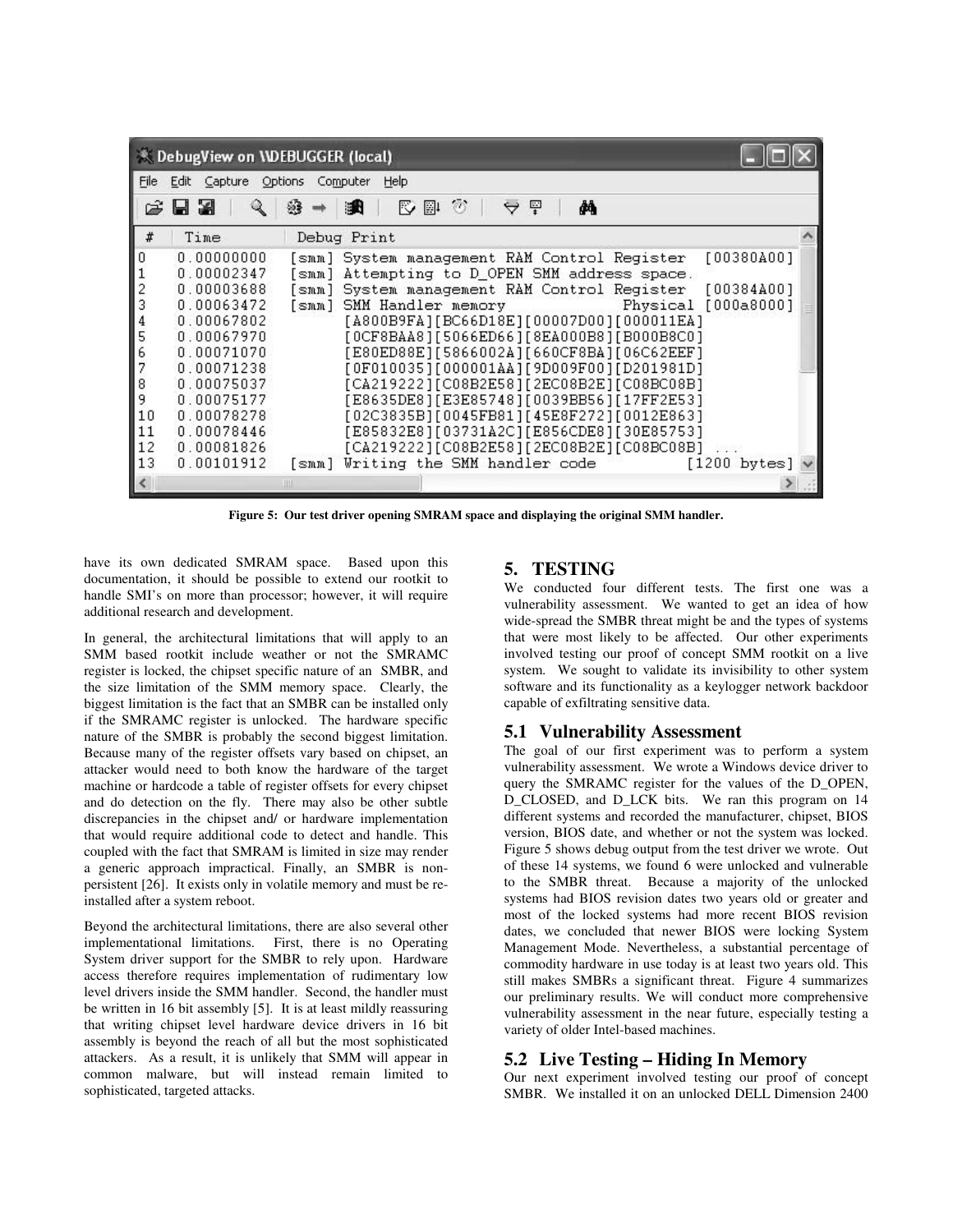```
DebugView on \\DEBUGGER (local)
File  Edit  Capture  Options  Computer  Help

#   Time         Debug Print
0   0.00000000   [smm] System management RAM Control Register  [00380A00]
1   0.00002347   [smm] Attempting to D_OPEN SMM address space.
2   0.00003688   [smm] System management RAM Control Register  [00384A00]
3   0.00063472   [smm] SMM Handler memory            Physical [000a8000]
4   0.00067802         [A800B9FA][BC66D18E][00007D00][000011EA]
5   0.00067970         [0CF8BAA8][5066ED66][8EA000B8][B000B8C0]
6   0.00071070         [E80ED88E][5866002A][660CF8BA][06C62EEF]
7   0.00071238         [0F010035][000001AA][9D009F00][D201981D]
8   0.00075037         [CA219222][C08B2E58][2EC08B2E][C08BC08B]
9   0.00075177         [E8635DE8][E3E85748][0039BB56][17FF2E53]
10  0.00078278         [02C3835B][0045FB81][45E8F272][0012E863]
11  0.00078446         [E85832E8][03731A2C][E856CDE8][30E85753]
12  0.00081826         [CA219222][C08B2E58][2EC08B2E][C08BC08B] ...
13  0.00101912   [smm] Writing the SMM handler code          [1200 bytes]
```

**Figure 5: Our test driver opening SMRAM space and displaying the original SMM handler.**

have its own dedicated SMRAM space. Based upon this documentation, it should be possible to extend our rootkit to handle SMI's on more than processor; however, it will require additional research and development.

In general, the architectural limitations that will apply to an SMM based rootkit include weather or not the SMRAMC register is locked, the chipset specific nature of an SMBR, and the size limitation of the SMM memory space. Clearly, the biggest limitation is the fact that an SMBR can be installed only if the SMRAMC register is unlocked. The hardware specific nature of the SMBR is probably the second biggest limitation. Because many of the register offsets vary based on chipset, an attacker would need to both know the hardware of the target machine or hardcode a table of register offsets for every chipset and do detection on the fly. There may also be other subtle discrepancies in the chipset and/ or hardware implementation that would require additional code to detect and handle. This coupled with the fact that SMRAM is limited in size may render a generic approach impractical. Finally, an SMBR is non-persistent [26]. It exists only in volatile memory and must be re-installed after a system reboot.

Beyond the architectural limitations, there are also several other implementational limitations. First, there is no Operating System driver support for the SMBR to rely upon. Hardware access therefore requires implementation of rudimentary low level drivers inside the SMM handler. Second, the handler must be written in 16 bit assembly [5]. It is at least mildly reassuring that writing chipset level hardware device drivers in 16 bit assembly is beyond the reach of all but the most sophisticated attackers. As a result, it is unlikely that SMM will appear in common malware, but will instead remain limited to sophisticated, targeted attacks.

## 5. TESTING

We conducted four different tests. The first one was a vulnerability assessment. We wanted to get an idea of how wide-spread the SMBR threat might be and the types of systems that were most likely to be affected. Our other experiments involved testing our proof of concept SMM rootkit on a live system. We sought to validate its invisibility to other system software and its functionality as a keylogger network backdoor capable of exfiltrating sensitive data.

### 5.1 Vulnerability Assessment

The goal of our first experiment was to perform a system vulnerability assessment. We wrote a Windows device driver to query the SMRAMC register for the values of the D_OPEN, D_CLOSED, and D_LCK bits. We ran this program on 14 different systems and recorded the manufacturer, chipset, BIOS version, BIOS date, and whether or not the system was locked. Figure 5 shows debug output from the test driver we wrote. Out of these 14 systems, we found 6 were unlocked and vulnerable to the SMBR threat. Because a majority of the unlocked systems had BIOS revision dates two years old or greater and most of the locked systems had more recent BIOS revision dates, we concluded that newer BIOS were locking System Management Mode. Nevertheless, a substantial percentage of commodity hardware in use today is at least two years old. This still makes SMBRs a significant threat. Figure 4 summarizes our preliminary results. We will conduct more comprehensive vulnerability assessment in the near future, especially testing a variety of older Intel-based machines.

### 5.2 Live Testing – Hiding In Memory

Our next experiment involved testing our proof of concept SMBR. We installed it on an unlocked DELL Dimension 2400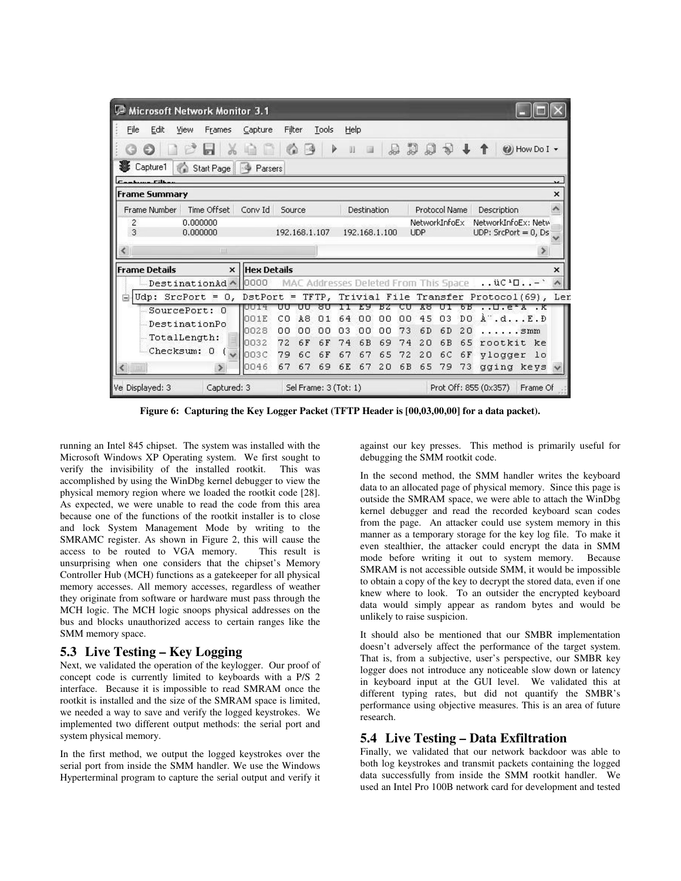Figure 6: Capturing the Key Logger Packet (TFTP Header is [00,03,00,00] for a data packet).

running an Intel 845 chipset. The system was installed with the Microsoft Windows XP Operating system. We first sought to verify the invisibility of the installed rootkit. This was accomplished by using the WinDbg kernel debugger to view the physical memory region where we loaded the rootkit code [28]. As expected, we were unable to read the code from this area because one of the functions of the rootkit installer is to close and lock System Management Mode by writing to the SMRAMC register. As shown in Figure 2, this will cause the access to be routed to VGA memory. This result is unsurprising when one considers that the chipset's Memory Controller Hub (MCH) functions as a gatekeeper for all physical memory accesses. All memory accesses, regardless of weather they originate from software or hardware must pass through the MCH logic. The MCH logic snoops physical addresses on the bus and blocks unauthorized access to certain ranges like the SMM memory space.

## 5.3 Live Testing – Key Logging

Next, we validated the operation of the keylogger. Our proof of concept code is currently limited to keyboards with a P/S 2 interface. Because it is impossible to read SMRAM once the rootkit is installed and the size of the SMRAM space is limited, we needed a way to save and verify the logged keystrokes. We implemented two different output methods: the serial port and system physical memory.

In the first method, we output the logged keystrokes over the serial port from inside the SMM handler. We use the Windows Hyperterminal program to capture the serial output and verify it against our key presses. This method is primarily useful for debugging the SMM rootkit code.

In the second method, the SMM handler writes the keyboard data to an allocated page of physical memory. Since this page is outside the SMRAM space, we were able to attach the WinDbg kernel debugger and read the recorded keyboard scan codes from the page. An attacker could use system memory in this manner as a temporary storage for the key log file. To make it even stealthier, the attacker could encrypt the data in SMM mode before writing it out to system memory. Because SMRAM is not accessible outside SMM, it would be impossible to obtain a copy of the key to decrypt the stored data, even if one knew where to look. To an outsider the encrypted keyboard data would simply appear as random bytes and would be unlikely to raise suspicion.

It should also be mentioned that our SMBR implementation doesn't adversely affect the performance of the target system. That is, from a subjective, user's perspective, our SMBR key logger does not introduce any noticeable slow down or latency in keyboard input at the GUI level. We validated this at different typing rates, but did not quantify the SMBR's performance using objective measures. This is an area of future research.

## 5.4 Live Testing – Data Exfiltration

Finally, we validated that our network backdoor was able to both log keystrokes and transmit packets containing the logged data successfully from inside the SMM rootkit handler. We used an Intel Pro 100B network card for development and tested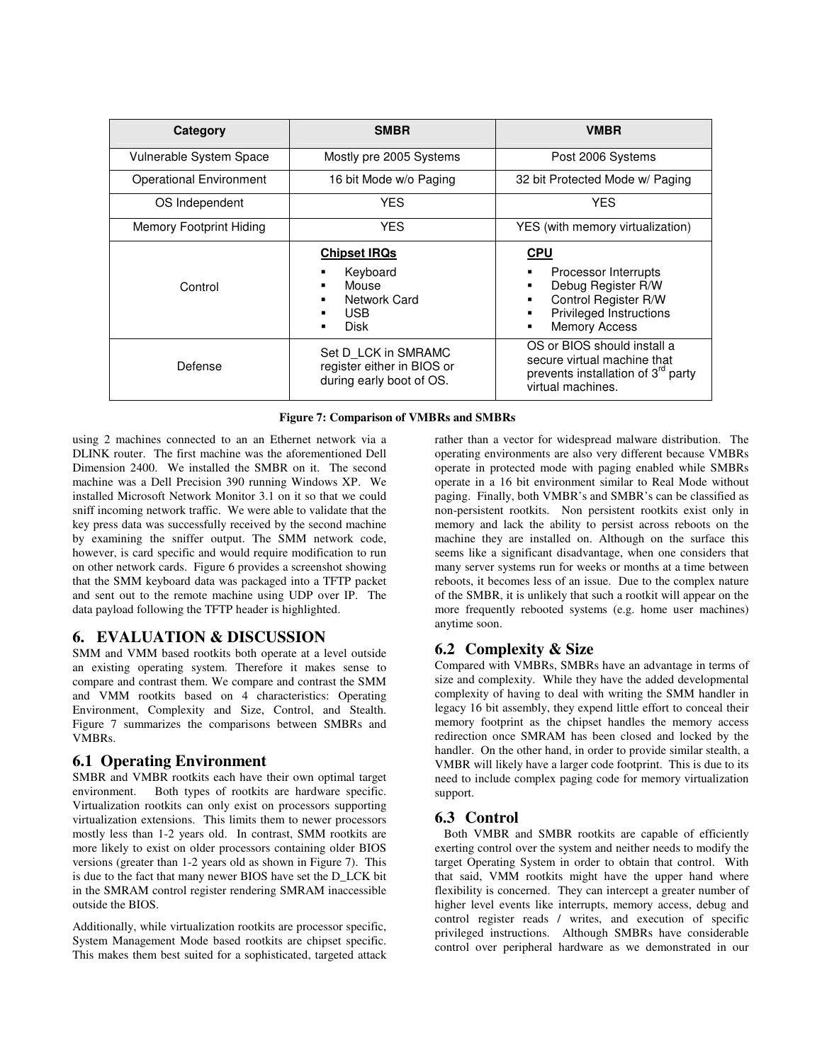| Category | SMBR | VMBR |
| --- | --- | --- |
| Vulnerable System Space | Mostly pre 2005 Systems | Post 2006 Systems |
| Operational Environment | 16 bit Mode w/o Paging | 32 bit Protected Mode w/ Paging |
| OS Independent | YES | YES |
| Memory Footprint Hiding | YES | YES (with memory virtualization) |
| Control | **Chipset IRQs**<br>▪ Keyboard<br>▪ Mouse<br>▪ Network Card<br>▪ USB<br>▪ Disk | **CPU**<br>▪ Processor Interrupts<br>▪ Debug Register R/W<br>▪ Control Register R/W<br>▪ Privileged Instructions<br>▪ Memory Access |
| Defense | Set D_LCK in SMRAMC register either in BIOS or during early boot of OS. | OS or BIOS should install a secure virtual machine that prevents installation of 3rd party virtual machines. |

**Figure 7: Comparison of VMBRs and SMBRs**

using 2 machines connected to an an Ethernet network via a DLINK router. The first machine was the aforementioned Dell Dimension 2400. We installed the SMBR on it. The second machine was a Dell Precision 390 running Windows XP. We installed Microsoft Network Monitor 3.1 on it so that we could sniff incoming network traffic. We were able to validate that the key press data was successfully received by the second machine by examining the sniffer output. The SMM network code, however, is card specific and would require modification to run on other network cards. Figure 6 provides a screenshot showing that the SMM keyboard data was packaged into a TFTP packet and sent out to the remote machine using UDP over IP. The data payload following the TFTP header is highlighted.

## 6. EVALUATION & DISCUSSION

SMM and VMM based rootkits both operate at a level outside an existing operating system. Therefore it makes sense to compare and contrast them. We compare and contrast the SMM and VMM rootkits based on 4 characteristics: Operating Environment, Complexity and Size, Control, and Stealth. Figure 7 summarizes the comparisons between SMBRs and VMBRs.

### 6.1 Operating Environment

SMBR and VMBR rootkits each have their own optimal target environment. Both types of rootkits are hardware specific. Virtualization rootkits can only exist on processors supporting virtualization extensions. This limits them to newer processors mostly less than 1-2 years old. In contrast, SMM rootkits are more likely to exist on older processors containing older BIOS versions (greater than 1-2 years old as shown in Figure 7). This is due to the fact that many newer BIOS have set the D_LCK bit in the SMRAM control register rendering SMRAM inaccessible outside the BIOS.

Additionally, while virtualization rootkits are processor specific, System Management Mode based rootkits are chipset specific. This makes them best suited for a sophisticated, targeted attack rather than a vector for widespread malware distribution. The operating environments are also very different because VMBRs operate in protected mode with paging enabled while SMBRs operate in a 16 bit environment similar to Real Mode without paging. Finally, both VMBR's and SMBR's can be classified as non-persistent rootkits. Non persistent rootkits exist only in memory and lack the ability to persist across reboots on the machine they are installed on. Although on the surface this seems like a significant disadvantage, when one considers that many server systems run for weeks or months at a time between reboots, it becomes less of an issue. Due to the complex nature of the SMBR, it is unlikely that such a rootkit will appear on the more frequently rebooted systems (e.g. home user machines) anytime soon.

### 6.2 Complexity & Size

Compared with VMBRs, SMBRs have an advantage in terms of size and complexity. While they have the added developmental complexity of having to deal with writing the SMM handler in legacy 16 bit assembly, they expend little effort to conceal their memory footprint as the chipset handles the memory access redirection once SMRAM has been closed and locked by the handler. On the other hand, in order to provide similar stealth, a VMBR will likely have a larger code footprint. This is due to its need to include complex paging code for memory virtualization support.

### 6.3 Control

Both VMBR and SMBR rootkits are capable of efficiently exerting control over the system and neither needs to modify the target Operating System in order to obtain that control. With that said, VMM rootkits might have the upper hand where flexibility is concerned. They can intercept a greater number of higher level events like interrupts, memory access, debug and control register reads / writes, and execution of specific privileged instructions. Although SMBRs have considerable control over peripheral hardware as we demonstrated in our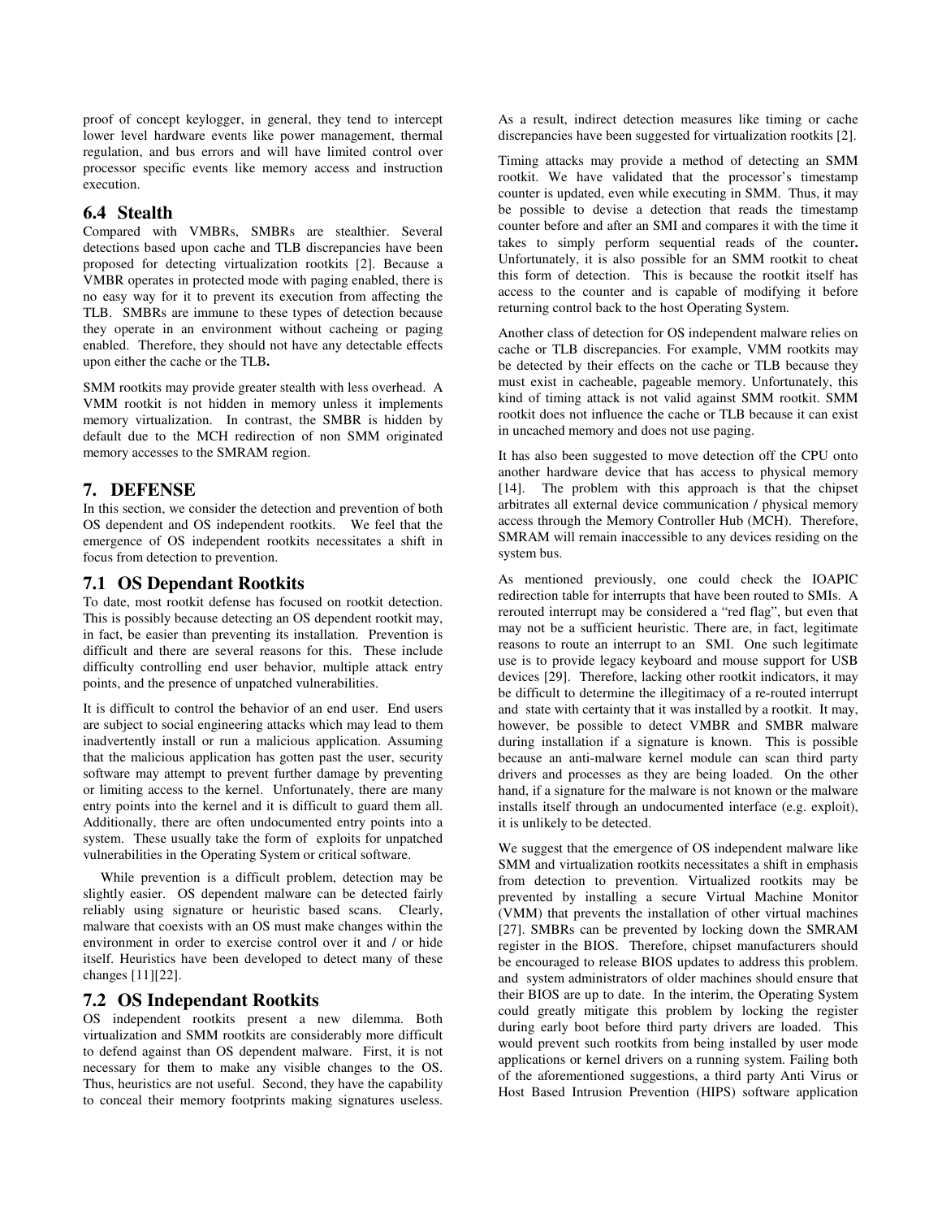proof of concept keylogger, in general, they tend to intercept lower level hardware events like power management, thermal regulation, and bus errors and will have limited control over processor specific events like memory access and instruction execution.

## 6.4 Stealth

Compared with VMBRs, SMBRs are stealthier. Several detections based upon cache and TLB discrepancies have been proposed for detecting virtualization rootkits [2]. Because a VMBR operates in protected mode with paging enabled, there is no easy way for it to prevent its execution from affecting the TLB. SMBRs are immune to these types of detection because they operate in an environment without cacheing or paging enabled. Therefore, they should not have any detectable effects upon either the cache or the TLB**.**

SMM rootkits may provide greater stealth with less overhead. A VMM rootkit is not hidden in memory unless it implements memory virtualization. In contrast, the SMBR is hidden by default due to the MCH redirection of non SMM originated memory accesses to the SMRAM region.

# 7. DEFENSE

In this section, we consider the detection and prevention of both OS dependent and OS independent rootkits. We feel that the emergence of OS independent rootkits necessitates a shift in focus from detection to prevention.

## 7.1 OS Dependant Rootkits

To date, most rootkit defense has focused on rootkit detection. This is possibly because detecting an OS dependent rootkit may, in fact, be easier than preventing its installation. Prevention is difficult and there are several reasons for this. These include difficulty controlling end user behavior, multiple attack entry points, and the presence of unpatched vulnerabilities.

It is difficult to control the behavior of an end user. End users are subject to social engineering attacks which may lead to them inadvertently install or run a malicious application. Assuming that the malicious application has gotten past the user, security software may attempt to prevent further damage by preventing or limiting access to the kernel. Unfortunately, there are many entry points into the kernel and it is difficult to guard them all. Additionally, there are often undocumented entry points into a system. These usually take the form of exploits for unpatched vulnerabilities in the Operating System or critical software.

While prevention is a difficult problem, detection may be slightly easier. OS dependent malware can be detected fairly reliably using signature or heuristic based scans. Clearly, malware that coexists with an OS must make changes within the environment in order to exercise control over it and / or hide itself. Heuristics have been developed to detect many of these changes [11][22].

## 7.2 OS Independant Rootkits

OS independent rootkits present a new dilemma. Both virtualization and SMM rootkits are considerably more difficult to defend against than OS dependent malware. First, it is not necessary for them to make any visible changes to the OS. Thus, heuristics are not useful. Second, they have the capability to conceal their memory footprints making signatures useless. As a result, indirect detection measures like timing or cache discrepancies have been suggested for virtualization rootkits [2].

Timing attacks may provide a method of detecting an SMM rootkit. We have validated that the processor's timestamp counter is updated, even while executing in SMM. Thus, it may be possible to devise a detection that reads the timestamp counter before and after an SMI and compares it with the time it takes to simply perform sequential reads of the counter**.** Unfortunately, it is also possible for an SMM rootkit to cheat this form of detection. This is because the rootkit itself has access to the counter and is capable of modifying it before returning control back to the host Operating System.

Another class of detection for OS independent malware relies on cache or TLB discrepancies. For example, VMM rootkits may be detected by their effects on the cache or TLB because they must exist in cacheable, pageable memory. Unfortunately, this kind of timing attack is not valid against SMM rootkit. SMM rootkit does not influence the cache or TLB because it can exist in uncached memory and does not use paging.

It has also been suggested to move detection off the CPU onto another hardware device that has access to physical memory [14]. The problem with this approach is that the chipset arbitrates all external device communication / physical memory access through the Memory Controller Hub (MCH). Therefore, SMRAM will remain inaccessible to any devices residing on the system bus.

As mentioned previously, one could check the IOAPIC redirection table for interrupts that have been routed to SMIs. A rerouted interrupt may be considered a "red flag", but even that may not be a sufficient heuristic. There are, in fact, legitimate reasons to route an interrupt to an SMI. One such legitimate use is to provide legacy keyboard and mouse support for USB devices [29]. Therefore, lacking other rootkit indicators, it may be difficult to determine the illegitimacy of a re-routed interrupt and state with certainty that it was installed by a rootkit. It may, however, be possible to detect VMBR and SMBR malware during installation if a signature is known. This is possible because an anti-malware kernel module can scan third party drivers and processes as they are being loaded. On the other hand, if a signature for the malware is not known or the malware installs itself through an undocumented interface (e.g. exploit), it is unlikely to be detected.

We suggest that the emergence of OS independent malware like SMM and virtualization rootkits necessitates a shift in emphasis from detection to prevention. Virtualized rootkits may be prevented by installing a secure Virtual Machine Monitor (VMM) that prevents the installation of other virtual machines [27]. SMBRs can be prevented by locking down the SMRAM register in the BIOS. Therefore, chipset manufacturers should be encouraged to release BIOS updates to address this problem. and system administrators of older machines should ensure that their BIOS are up to date. In the interim, the Operating System could greatly mitigate this problem by locking the register during early boot before third party drivers are loaded. This would prevent such rootkits from being installed by user mode applications or kernel drivers on a running system. Failing both of the aforementioned suggestions, a third party Anti Virus or Host Based Intrusion Prevention (HIPS) software application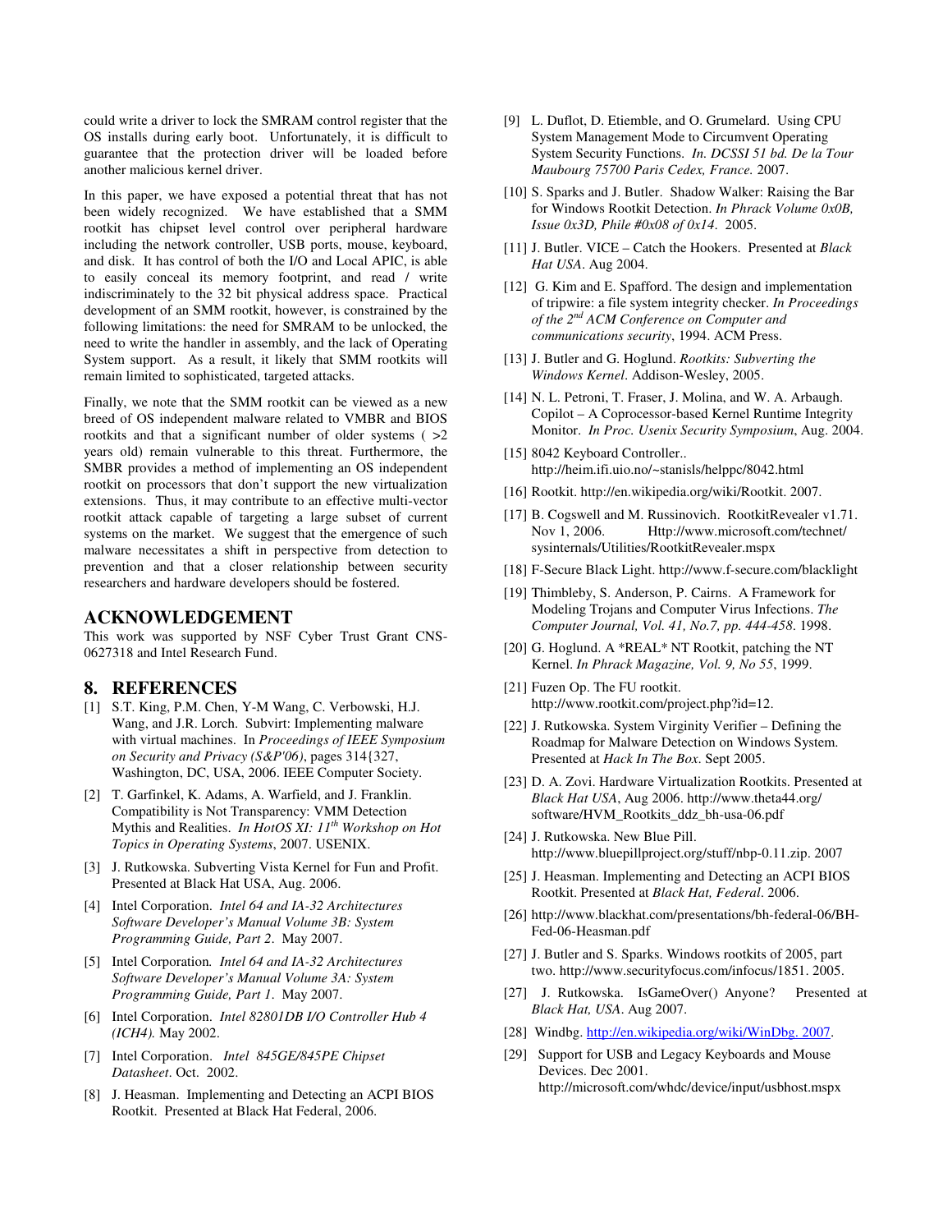could write a driver to lock the SMRAM control register that the OS installs during early boot. Unfortunately, it is difficult to guarantee that the protection driver will be loaded before another malicious kernel driver.

In this paper, we have exposed a potential threat that has not been widely recognized. We have established that a SMM rootkit has chipset level control over peripheral hardware including the network controller, USB ports, mouse, keyboard, and disk. It has control of both the I/O and Local APIC, is able to easily conceal its memory footprint, and read / write indiscriminately to the 32 bit physical address space. Practical development of an SMM rootkit, however, is constrained by the following limitations: the need for SMRAM to be unlocked, the need to write the handler in assembly, and the lack of Operating System support. As a result, it likely that SMM rootkits will remain limited to sophisticated, targeted attacks.

Finally, we note that the SMM rootkit can be viewed as a new breed of OS independent malware related to VMBR and BIOS rootkits and that a significant number of older systems ( >2 years old) remain vulnerable to this threat. Furthermore, the SMBR provides a method of implementing an OS independent rootkit on processors that don't support the new virtualization extensions. Thus, it may contribute to an effective multi-vector rootkit attack capable of targeting a large subset of current systems on the market. We suggest that the emergence of such malware necessitates a shift in perspective from detection to prevention and that a closer relationship between security researchers and hardware developers should be fostered.

## ACKNOWLEDGEMENT

This work was supported by NSF Cyber Trust Grant CNS-0627318 and Intel Research Fund.

## 8. REFERENCES

[1] S.T. King, P.M. Chen, Y-M Wang, C. Verbowski, H.J. Wang, and J.R. Lorch. Subvirt: Implementing malware with virtual machines. In *Proceedings of IEEE Symposium on Security and Privacy (S&P'06)*, pages 314{327, Washington, DC, USA, 2006. IEEE Computer Society.

[2] T. Garfinkel, K. Adams, A. Warfield, and J. Franklin. Compatibility is Not Transparency: VMM Detection Mythis and Realities. *In HotOS XI: 11th Workshop on Hot Topics in Operating Systems*, 2007. USENIX.

[3] J. Rutkowska. Subverting Vista Kernel for Fun and Profit. Presented at Black Hat USA, Aug. 2006.

[4] Intel Corporation. *Intel 64 and IA-32 Architectures Software Developer's Manual Volume 3B: System Programming Guide, Part 2*. May 2007.

[5] Intel Corporation*. Intel 64 and IA-32 Architectures Software Developer's Manual Volume 3A: System Programming Guide, Part 1*. May 2007.

[6] Intel Corporation. *Intel 82801DB I/O Controller Hub 4 (ICH4).* May 2002.

[7] Intel Corporation. *Intel 845GE/845PE Chipset Datasheet*. Oct. 2002.

[8] J. Heasman. Implementing and Detecting an ACPI BIOS Rootkit. Presented at Black Hat Federal, 2006.

[9] L. Duflot, D. Etiemble, and O. Grumelard. Using CPU System Management Mode to Circumvent Operating System Security Functions. *In. DCSSI 51 bd. De la Tour Maubourg 75700 Paris Cedex, France.* 2007.

[10] S. Sparks and J. Butler. Shadow Walker: Raising the Bar for Windows Rootkit Detection. *In Phrack Volume 0x0B, Issue 0x3D, Phile #0x08 of 0x14*. 2005.

[11] J. Butler. VICE – Catch the Hookers. Presented at *Black Hat USA*. Aug 2004.

[12] G. Kim and E. Spafford. The design and implementation of tripwire: a file system integrity checker. *In Proceedings of the 2nd ACM Conference on Computer and communications security*, 1994. ACM Press.

[13] J. Butler and G. Hoglund. *Rootkits: Subverting the Windows Kernel*. Addison-Wesley, 2005.

[14] N. L. Petroni, T. Fraser, J. Molina, and W. A. Arbaugh. Copilot – A Coprocessor-based Kernel Runtime Integrity Monitor. *In Proc. Usenix Security Symposium*, Aug. 2004.

[15] 8042 Keyboard Controller.. http://heim.ifi.uio.no/~stanisls/helppc/8042.html

[16] Rootkit. http://en.wikipedia.org/wiki/Rootkit. 2007.

[17] B. Cogswell and M. Russinovich. RootkitRevealer v1.71. Nov 1, 2006. Http://www.microsoft.com/technet/sysinternals/Utilities/RootkitRevealer.mspx

[18] F-Secure Black Light. http://www.f-secure.com/blacklight

[19] Thimbleby, S. Anderson, P. Cairns. A Framework for Modeling Trojans and Computer Virus Infections. *The Computer Journal, Vol. 41, No.7, pp. 444-458*. 1998.

[20] G. Hoglund. A *REAL* NT Rootkit, patching the NT Kernel. *In Phrack Magazine, Vol. 9, No 55*, 1999.

[21] Fuzen Op. The FU rootkit. http://www.rootkit.com/project.php?id=12.

[22] J. Rutkowska. System Virginity Verifier – Defining the Roadmap for Malware Detection on Windows System. Presented at *Hack In The Box*. Sept 2005.

[23] D. A. Zovi. Hardware Virtualization Rootkits. Presented at *Black Hat USA*, Aug 2006. http://www.theta44.org/software/HVM_Rootkits_ddz_bh-usa-06.pdf

[24] J. Rutkowska. New Blue Pill. http://www.bluepillproject.org/stuff/nbp-0.11.zip. 2007

[25] J. Heasman. Implementing and Detecting an ACPI BIOS Rootkit. Presented at *Black Hat, Federal*. 2006.

[26] http://www.blackhat.com/presentations/bh-federal-06/BH-Fed-06-Heasman.pdf

[27] J. Butler and S. Sparks. Windows rootkits of 2005, part two. http://www.securityfocus.com/infocus/1851. 2005.

[27] J. Rutkowska. IsGameOver() Anyone? Presented at *Black Hat, USA*. Aug 2007.

[28] Windbg. http://en.wikipedia.org/wiki/WinDbg. 2007.

[29] Support for USB and Legacy Keyboards and Mouse Devices. Dec 2001. http://microsoft.com/whdc/device/input/usbhost.mspx